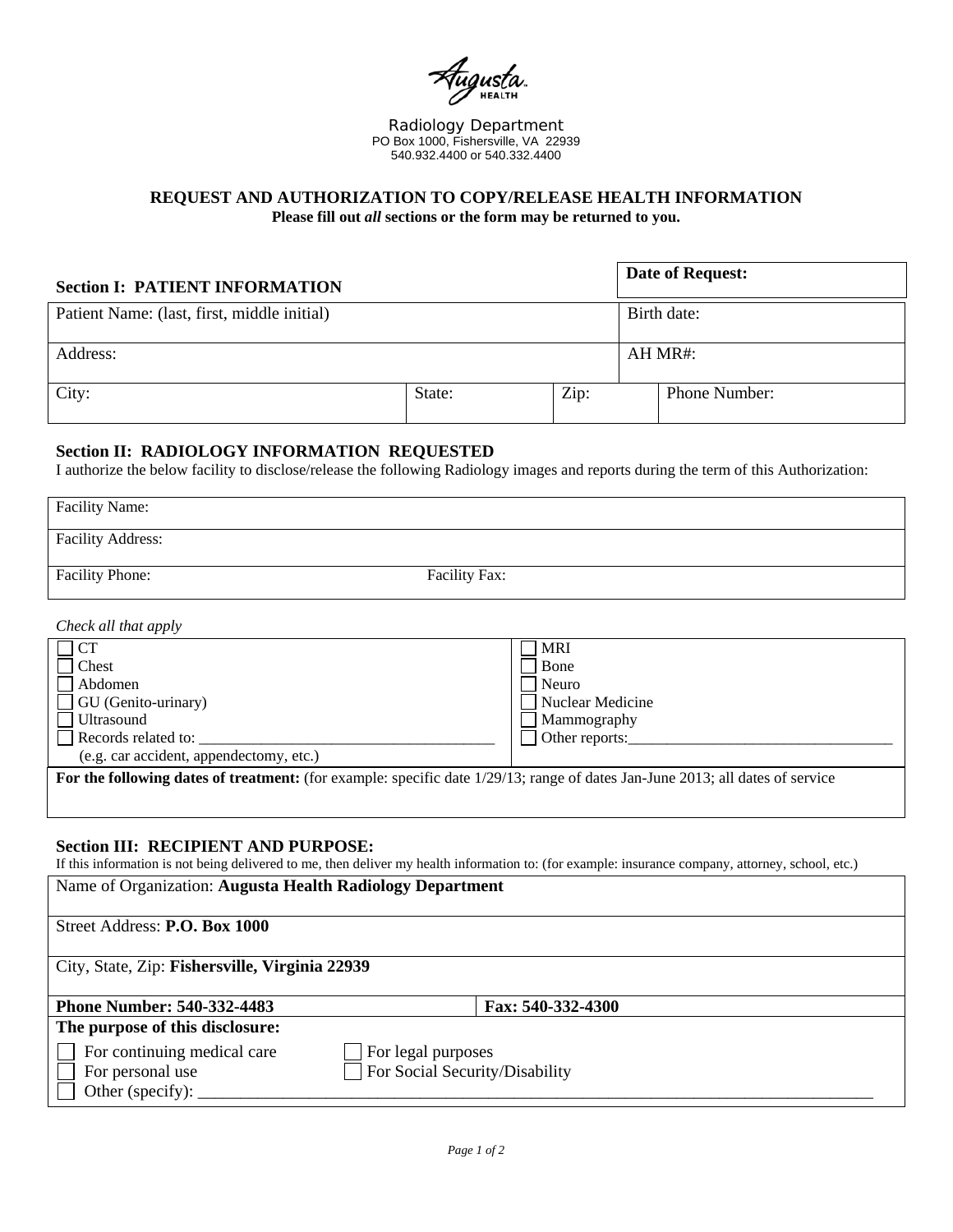Augusta HEALTH

Radiology Department
PO Box 1000, Fishersville, VA 22939
540.932.4400 or 540.332.4400

## REQUEST AND AUTHORIZATION TO COPY/RELEASE HEALTH INFORMATION

**Please fill out *all* sections or the form may be returned to you.**

### Section I: PATIENT INFORMATION

| | | | |
|---|---|---|---|
| | | | **Date of Request:** |
| Patient Name: (last, first, middle initial) | | | Birth date: |
| Address: | | | AH MR#: |
| City: | State: | Zip: | Phone Number: |

### Section II: RADIOLOGY INFORMATION REQUESTED

I authorize the below facility to disclose/release the following Radiology images and reports during the term of this Authorization:

| | |
|---|---|
| Facility Name: | |
| Facility Address: | |
| Facility Phone: | Facility Fax: |

*Check all that apply*

| | |
|---|---|
| ☐ CT | ☐ MRI |
| ☐ Chest | ☐ Bone |
| ☐ Abdomen | ☐ Neuro |
| ☐ GU (Genito-urinary) | ☐ Nuclear Medicine |
| ☐ Ultrasound | ☐ Mammography |
| ☐ Records related to: ______________________________________ (e.g. car accident, appendectomy, etc.) | ☐ Other reports:_________________________________ |

**For the following dates of treatment:** (for example: specific date 1/29/13; range of dates Jan-June 2013; all dates of service

### Section III: RECIPIENT AND PURPOSE:

If this information is not being delivered to me, then deliver my health information to: (for example: insurance company, attorney, school, etc.)

| | |
|---|---|
| Name of Organization: **Augusta Health Radiology Department** | |
| Street Address: **P.O. Box 1000** | |
| City, State, Zip: **Fishersville, Virginia 22939** | |
| **Phone Number: 540-332-4483** | **Fax: 540-332-4300** |

**The purpose of this disclosure:**

- ☐ For continuing medical care
- ☐ For legal purposes
- ☐ For personal use
- ☐ For Social Security/Disability
- ☐ Other (specify): ______________________________________________________________________________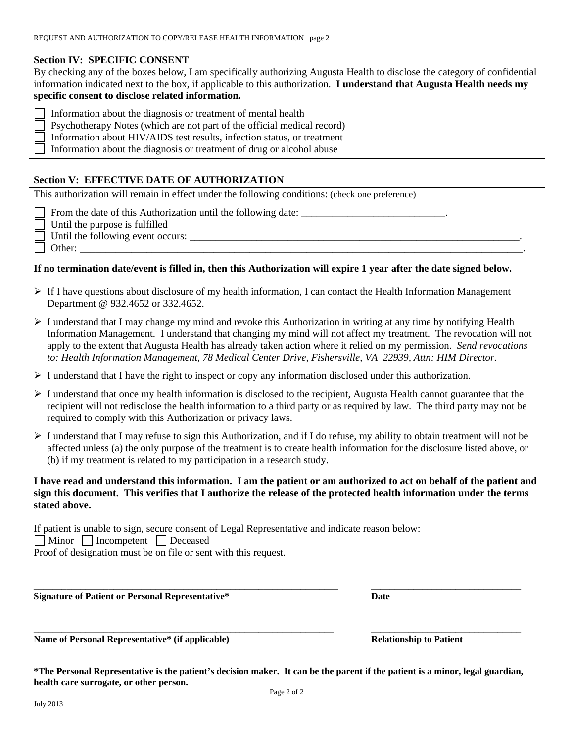### Section IV: SPECIFIC CONSENT

By checking any of the boxes below, I am specifically authorizing Augusta Health to disclose the category of confidential information indicated next to the box, if applicable to this authorization. **I understand that Augusta Health needs my specific consent to disclose related information.**

- ☐ Information about the diagnosis or treatment of mental health
- ☐ Psychotherapy Notes (which are not part of the official medical record)
- ☐ Information about HIV/AIDS test results, infection status, or treatment
- ☐ Information about the diagnosis or treatment of drug or alcohol abuse

### Section V: EFFECTIVE DATE OF AUTHORIZATION

This authorization will remain in effect under the following conditions: (check one preference)

- ☐ From the date of this Authorization until the following date: ____________________________.
- ☐ Until the purpose is fulfilled
- ☐ Until the following event occurs: ____________________________________________________________________.
- ☐ Other: ____________________________________________________________________________________________.

**If no termination date/event is filled in, then this Authorization will expire 1 year after the date signed below.**

- ➢ If I have questions about disclosure of my health information, I can contact the Health Information Management Department @ 932.4652 or 332.4652.
- ➢ I understand that I may change my mind and revoke this Authorization in writing at any time by notifying Health Information Management. I understand that changing my mind will not affect my treatment. The revocation will not apply to the extent that Augusta Health has already taken action where it relied on my permission. *Send revocations to: Health Information Management, 78 Medical Center Drive, Fishersville, VA 22939, Attn: HIM Director.*
- ➢ I understand that I have the right to inspect or copy any information disclosed under this authorization.
- ➢ I understand that once my health information is disclosed to the recipient, Augusta Health cannot guarantee that the recipient will not redisclose the health information to a third party or as required by law. The third party may not be required to comply with this Authorization or privacy laws.
- ➢ I understand that I may refuse to sign this Authorization, and if I do refuse, my ability to obtain treatment will not be affected unless (a) the only purpose of the treatment is to create health information for the disclosure listed above, or (b) if my treatment is related to my participation in a research study.

**I have read and understand this information. I am the patient or am authorized to act on behalf of the patient and sign this document. This verifies that I authorize the release of the protected health information under the terms stated above.**

If patient is unable to sign, secure consent of Legal Representative and indicate reason below:

☐ Minor ☐ Incompetent ☐ Deceased

Proof of designation must be on file or sent with this request.

_______________________________________________ &nbsp;&nbsp;&nbsp;&nbsp; ___________________________

**Signature of Patient or Personal Representative*** &nbsp;&nbsp;&nbsp;&nbsp; **Date**

_______________________________________________ &nbsp;&nbsp;&nbsp;&nbsp; ___________________________

**Name of Personal Representative* (if applicable)** &nbsp;&nbsp;&nbsp;&nbsp; **Relationship to Patient**

***The Personal Representative is the patient's decision maker. It can be the parent if the patient is a minor, legal guardian, health care surrogate, or other person.**

July 2013